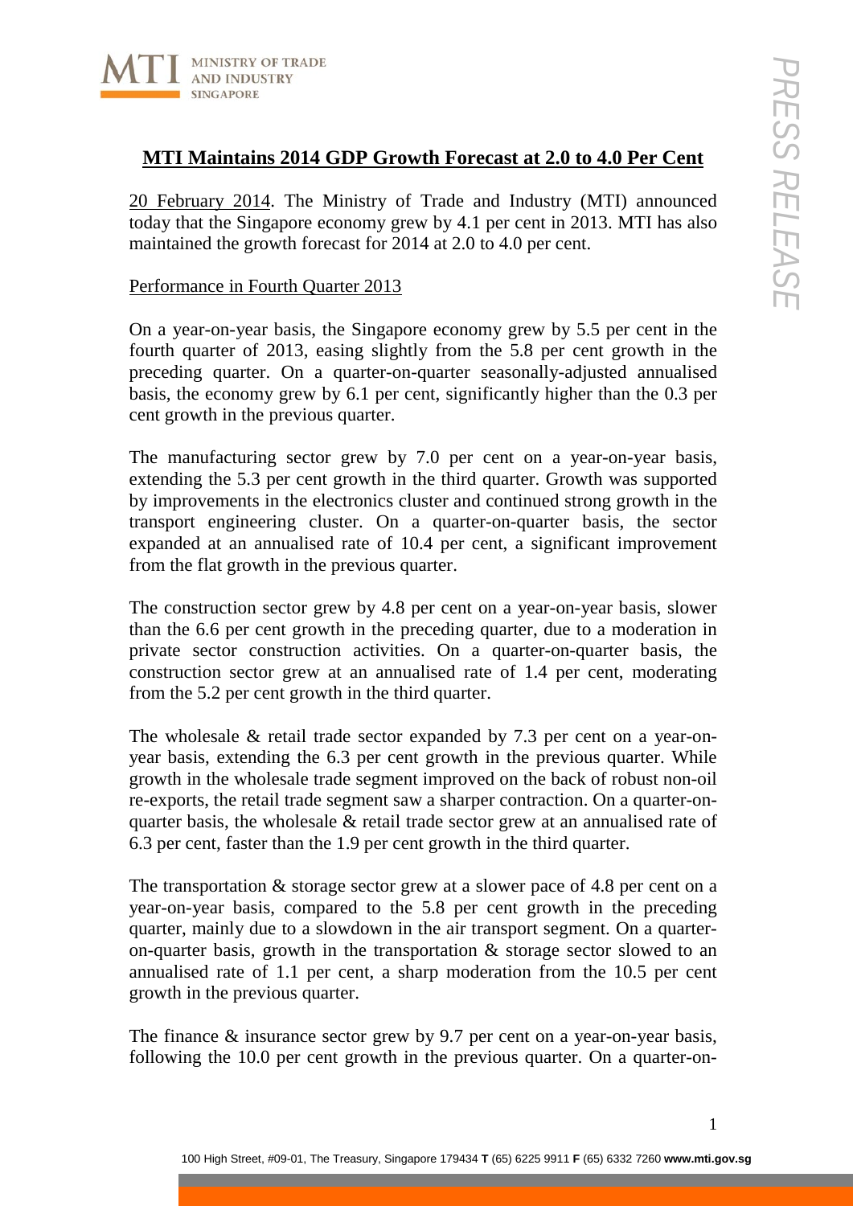## MTI Maintains 2014 GDP Growth Forecast at 2.0 to 4.0 Per Cent

20 February 2014. The Ministry of Trade and Industry (MTI) announced today that the Singapore economy grew by 4.1 per cent in 2013. MTI has also maintained the growth forecast for 2014 at 2.0 to 4.0 per cent.

### Performance in Fourth Quarter 2013

On a year-on-year basis, the Singapore economy grew by 5.5 per cent in the fourth quarter of 2013, easing slightly from the 5.8 per cent growth in the preceding quarter. On a quarter-on-quarter seasonally-adjusted annualised basis, the economy grew by 6.1 per cent, significantly higher than the 0.3 per cent growth in the previous quarter.

The manufacturing sector grew by 7.0 per cent on a year-on-year basis, extending the 5.3 per cent growth in the third quarter. Growth was supported by improvements in the electronics cluster and continued strong growth in the transport engineering cluster. On a quarter-on-quarter basis, the sector expanded at an annualised rate of 10.4 per cent, a significant improvement from the flat growth in the previous quarter.

The construction sector grew by 4.8 per cent on a year-on-year basis, slower than the 6.6 per cent growth in the preceding quarter, due to a moderation in private sector construction activities. On a quarter-on-quarter basis, the construction sector grew at an annualised rate of 1.4 per cent, moderating from the 5.2 per cent growth in the third quarter.

The wholesale & retail trade sector expanded by 7.3 per cent on a year-on-year basis, extending the 6.3 per cent growth in the previous quarter. While growth in the wholesale trade segment improved on the back of robust non-oil re-exports, the retail trade segment saw a sharper contraction. On a quarter-on-quarter basis, the wholesale & retail trade sector grew at an annualised rate of 6.3 per cent, faster than the 1.9 per cent growth in the third quarter.

The transportation & storage sector grew at a slower pace of 4.8 per cent on a year-on-year basis, compared to the 5.8 per cent growth in the preceding quarter, mainly due to a slowdown in the air transport segment. On a quarter-on-quarter basis, growth in the transportation & storage sector slowed to an annualised rate of 1.1 per cent, a sharp moderation from the 10.5 per cent growth in the previous quarter.

The finance & insurance sector grew by 9.7 per cent on a year-on-year basis, following the 10.0 per cent growth in the previous quarter. On a quarter-on-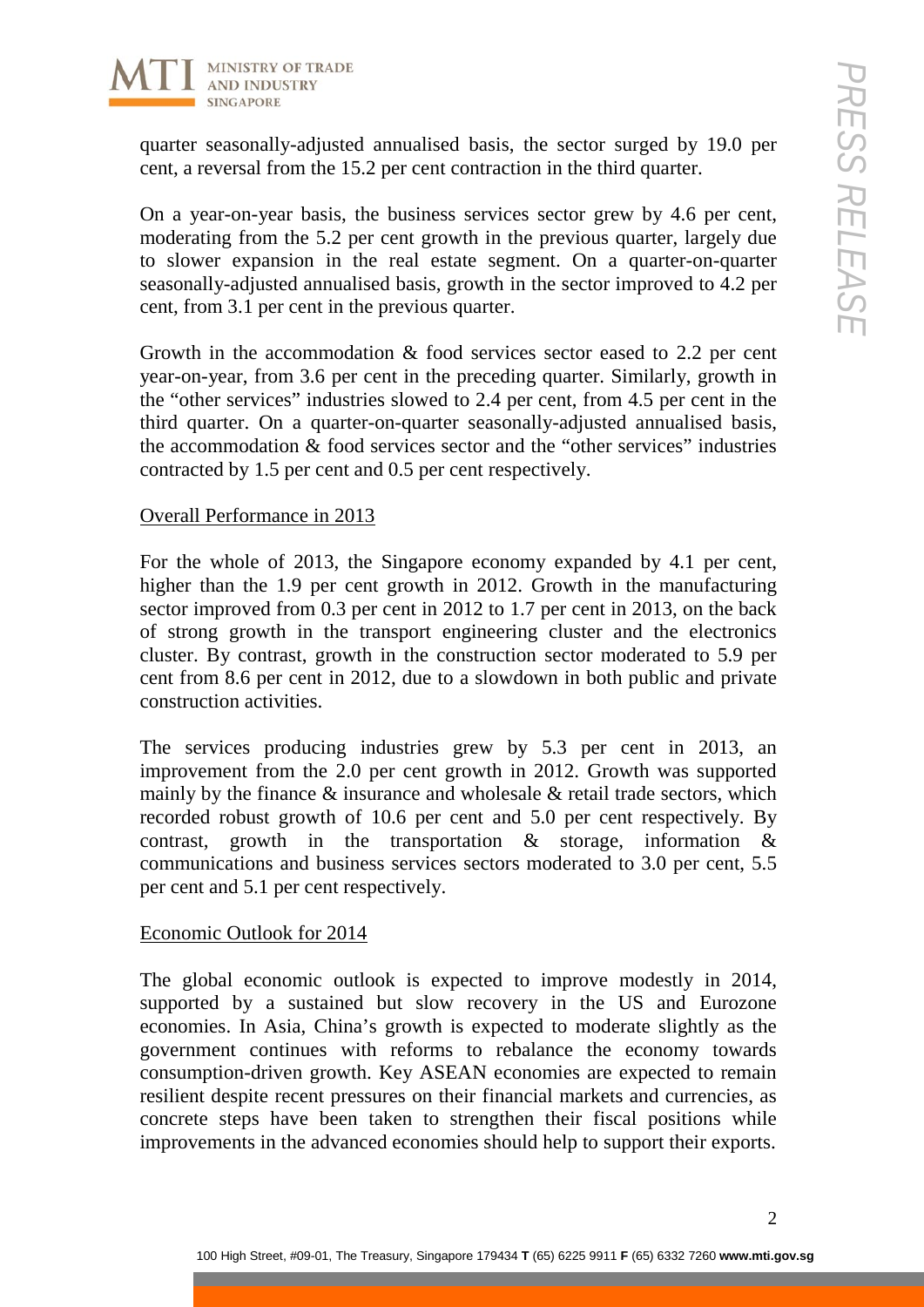quarter seasonally-adjusted annualised basis, the sector surged by 19.0 per cent, a reversal from the 15.2 per cent contraction in the third quarter.

On a year-on-year basis, the business services sector grew by 4.6 per cent, moderating from the 5.2 per cent growth in the previous quarter, largely due to slower expansion in the real estate segment. On a quarter-on-quarter seasonally-adjusted annualised basis, growth in the sector improved to 4.2 per cent, from 3.1 per cent in the previous quarter.

Growth in the accommodation & food services sector eased to 2.2 per cent year-on-year, from 3.6 per cent in the preceding quarter. Similarly, growth in the "other services" industries slowed to 2.4 per cent, from 4.5 per cent in the third quarter. On a quarter-on-quarter seasonally-adjusted annualised basis, the accommodation & food services sector and the "other services" industries contracted by 1.5 per cent and 0.5 per cent respectively.

## Overall Performance in 2013

For the whole of 2013, the Singapore economy expanded by 4.1 per cent, higher than the 1.9 per cent growth in 2012. Growth in the manufacturing sector improved from 0.3 per cent in 2012 to 1.7 per cent in 2013, on the back of strong growth in the transport engineering cluster and the electronics cluster. By contrast, growth in the construction sector moderated to 5.9 per cent from 8.6 per cent in 2012, due to a slowdown in both public and private construction activities.

The services producing industries grew by 5.3 per cent in 2013, an improvement from the 2.0 per cent growth in 2012. Growth was supported mainly by the finance & insurance and wholesale & retail trade sectors, which recorded robust growth of 10.6 per cent and 5.0 per cent respectively. By contrast, growth in the transportation & storage, information & communications and business services sectors moderated to 3.0 per cent, 5.5 per cent and 5.1 per cent respectively.

## Economic Outlook for 2014

The global economic outlook is expected to improve modestly in 2014, supported by a sustained but slow recovery in the US and Eurozone economies. In Asia, China's growth is expected to moderate slightly as the government continues with reforms to rebalance the economy towards consumption-driven growth. Key ASEAN economies are expected to remain resilient despite recent pressures on their financial markets and currencies, as concrete steps have been taken to strengthen their fiscal positions while improvements in the advanced economies should help to support their exports.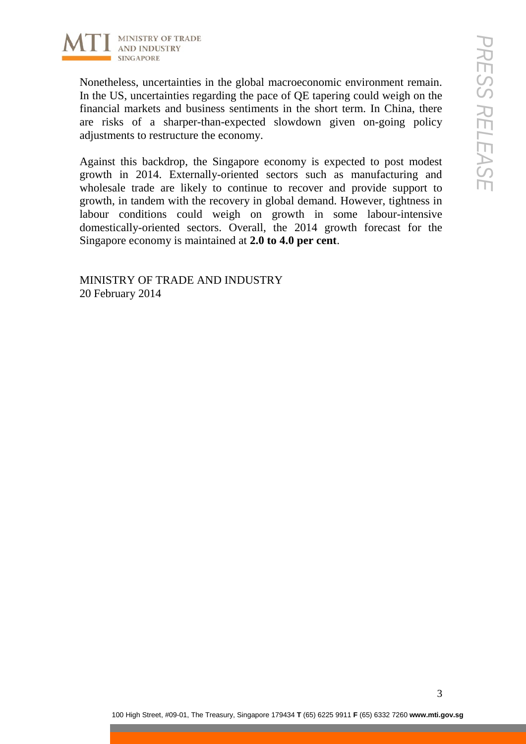Nonetheless, uncertainties in the global macroeconomic environment remain. In the US, uncertainties regarding the pace of QE tapering could weigh on the financial markets and business sentiments in the short term. In China, there are risks of a sharper-than-expected slowdown given on-going policy adjustments to restructure the economy.

Against this backdrop, the Singapore economy is expected to post modest growth in 2014. Externally-oriented sectors such as manufacturing and wholesale trade are likely to continue to recover and provide support to growth, in tandem with the recovery in global demand. However, tightness in labour conditions could weigh on growth in some labour-intensive domestically-oriented sectors. Overall, the 2014 growth forecast for the Singapore economy is maintained at **2.0 to 4.0 per cent**.

MINISTRY OF TRADE AND INDUSTRY
20 February 2014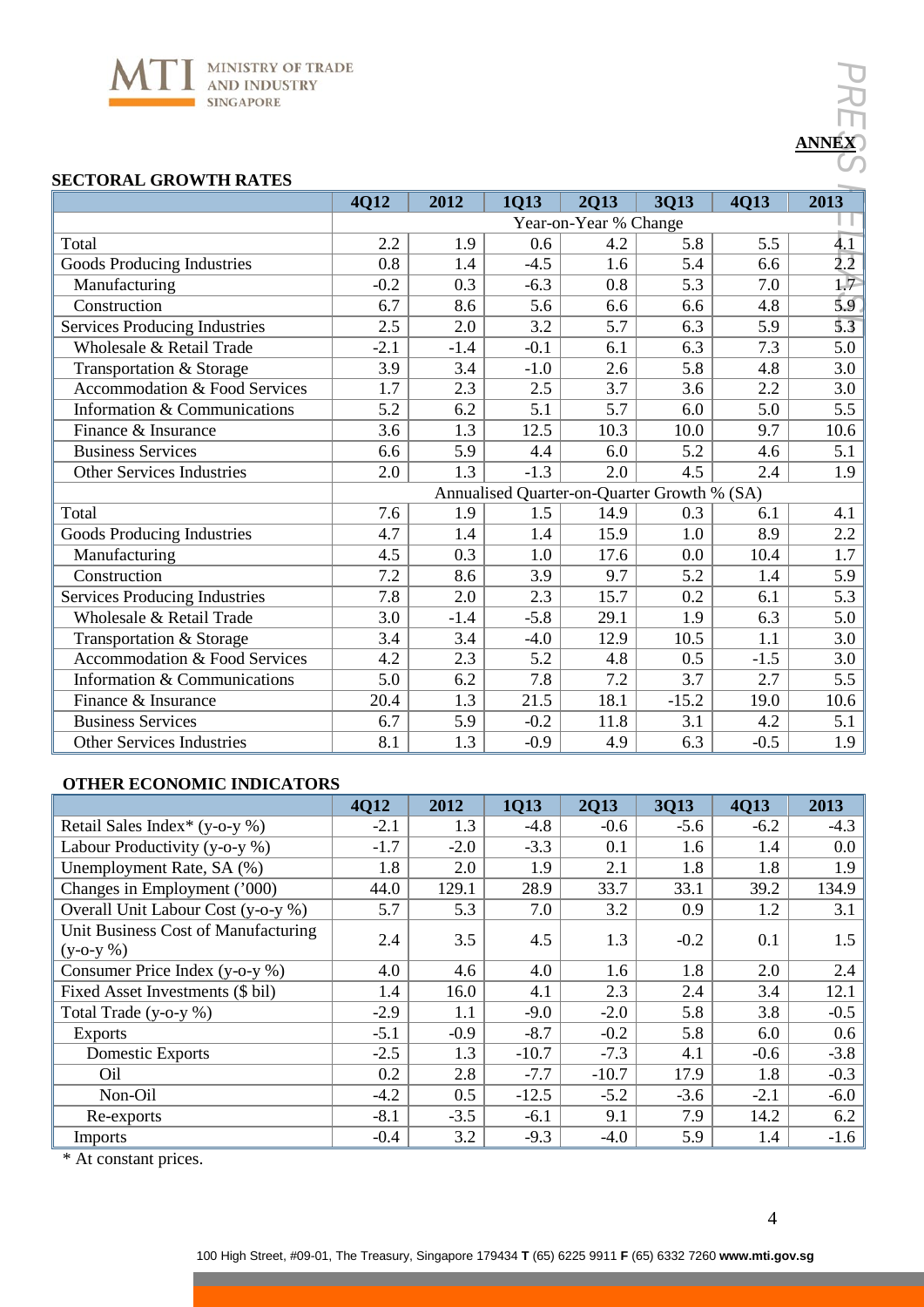**ANNEX**

## SECTORAL GROWTH RATES

| | 4Q12 | 2012 | 1Q13 | 2Q13 | 3Q13 | 4Q13 | 2013 |
|---|---|---|---|---|---|---|---|
| | Year-on-Year % Change | | | | | | |
| Total | 2.2 | 1.9 | 0.6 | 4.2 | 5.8 | 5.5 | 4.1 |
| Goods Producing Industries | 0.8 | 1.4 | -4.5 | 1.6 | 5.4 | 6.6 | 2.2 |
| Manufacturing | -0.2 | 0.3 | -6.3 | 0.8 | 5.3 | 7.0 | 1.7 |
| Construction | 6.7 | 8.6 | 5.6 | 6.6 | 6.6 | 4.8 | 5.9 |
| Services Producing Industries | 2.5 | 2.0 | 3.2 | 5.7 | 6.3 | 5.9 | 5.3 |
| Wholesale & Retail Trade | -2.1 | -1.4 | -0.1 | 6.1 | 6.3 | 7.3 | 5.0 |
| Transportation & Storage | 3.9 | 3.4 | -1.0 | 2.6 | 5.8 | 4.8 | 3.0 |
| Accommodation & Food Services | 1.7 | 2.3 | 2.5 | 3.7 | 3.6 | 2.2 | 3.0 |
| Information & Communications | 5.2 | 6.2 | 5.1 | 5.7 | 6.0 | 5.0 | 5.5 |
| Finance & Insurance | 3.6 | 1.3 | 12.5 | 10.3 | 10.0 | 9.7 | 10.6 |
| Business Services | 6.6 | 5.9 | 4.4 | 6.0 | 5.2 | 4.6 | 5.1 |
| Other Services Industries | 2.0 | 1.3 | -1.3 | 2.0 | 4.5 | 2.4 | 1.9 |
| | Annualised Quarter-on-Quarter Growth % (SA) | | | | | | |
| Total | 7.6 | 1.9 | 1.5 | 14.9 | 0.3 | 6.1 | 4.1 |
| Goods Producing Industries | 4.7 | 1.4 | 1.4 | 15.9 | 1.0 | 8.9 | 2.2 |
| Manufacturing | 4.5 | 0.3 | 1.0 | 17.6 | 0.0 | 10.4 | 1.7 |
| Construction | 7.2 | 8.6 | 3.9 | 9.7 | 5.2 | 1.4 | 5.9 |
| Services Producing Industries | 7.8 | 2.0 | 2.3 | 15.7 | 0.2 | 6.1 | 5.3 |
| Wholesale & Retail Trade | 3.0 | -1.4 | -5.8 | 29.1 | 1.9 | 6.3 | 5.0 |
| Transportation & Storage | 3.4 | 3.4 | -4.0 | 12.9 | 10.5 | 1.1 | 3.0 |
| Accommodation & Food Services | 4.2 | 2.3 | 5.2 | 4.8 | 0.5 | -1.5 | 3.0 |
| Information & Communications | 5.0 | 6.2 | 7.8 | 7.2 | 3.7 | 2.7 | 5.5 |
| Finance & Insurance | 20.4 | 1.3 | 21.5 | 18.1 | -15.2 | 19.0 | 10.6 |
| Business Services | 6.7 | 5.9 | -0.2 | 11.8 | 3.1 | 4.2 | 5.1 |
| Other Services Industries | 8.1 | 1.3 | -0.9 | 4.9 | 6.3 | -0.5 | 1.9 |

## OTHER ECONOMIC INDICATORS

| | 4Q12 | 2012 | 1Q13 | 2Q13 | 3Q13 | 4Q13 | 2013 |
|---|---|---|---|---|---|---|---|
| Retail Sales Index* (y-o-y %) | -2.1 | 1.3 | -4.8 | -0.6 | -5.6 | -6.2 | -4.3 |
| Labour Productivity (y-o-y %) | -1.7 | -2.0 | -3.3 | 0.1 | 1.6 | 1.4 | 0.0 |
| Unemployment Rate, SA (%) | 1.8 | 2.0 | 1.9 | 2.1 | 1.8 | 1.8 | 1.9 |
| Changes in Employment ('000) | 44.0 | 129.1 | 28.9 | 33.7 | 33.1 | 39.2 | 134.9 |
| Overall Unit Labour Cost (y-o-y %) | 5.7 | 5.3 | 7.0 | 3.2 | 0.9 | 1.2 | 3.1 |
| Unit Business Cost of Manufacturing (y-o-y %) | 2.4 | 3.5 | 4.5 | 1.3 | -0.2 | 0.1 | 1.5 |
| Consumer Price Index (y-o-y %) | 4.0 | 4.6 | 4.0 | 1.6 | 1.8 | 2.0 | 2.4 |
| Fixed Asset Investments ($ bil) | 1.4 | 16.0 | 4.1 | 2.3 | 2.4 | 3.4 | 12.1 |
| Total Trade (y-o-y %) | -2.9 | 1.1 | -9.0 | -2.0 | 5.8 | 3.8 | -0.5 |
| Exports | -5.1 | -0.9 | -8.7 | -0.2 | 5.8 | 6.0 | 0.6 |
| Domestic Exports | -2.5 | 1.3 | -10.7 | -7.3 | 4.1 | -0.6 | -3.8 |
| Oil | 0.2 | 2.8 | -7.7 | -10.7 | 17.9 | 1.8 | -0.3 |
| Non-Oil | -4.2 | 0.5 | -12.5 | -5.2 | -3.6 | -2.1 | -6.0 |
| Re-exports | -8.1 | -3.5 | -6.1 | 9.1 | 7.9 | 14.2 | 6.2 |
| Imports | -0.4 | 3.2 | -9.3 | -4.0 | 5.9 | 1.4 | -1.6 |

\* At constant prices.